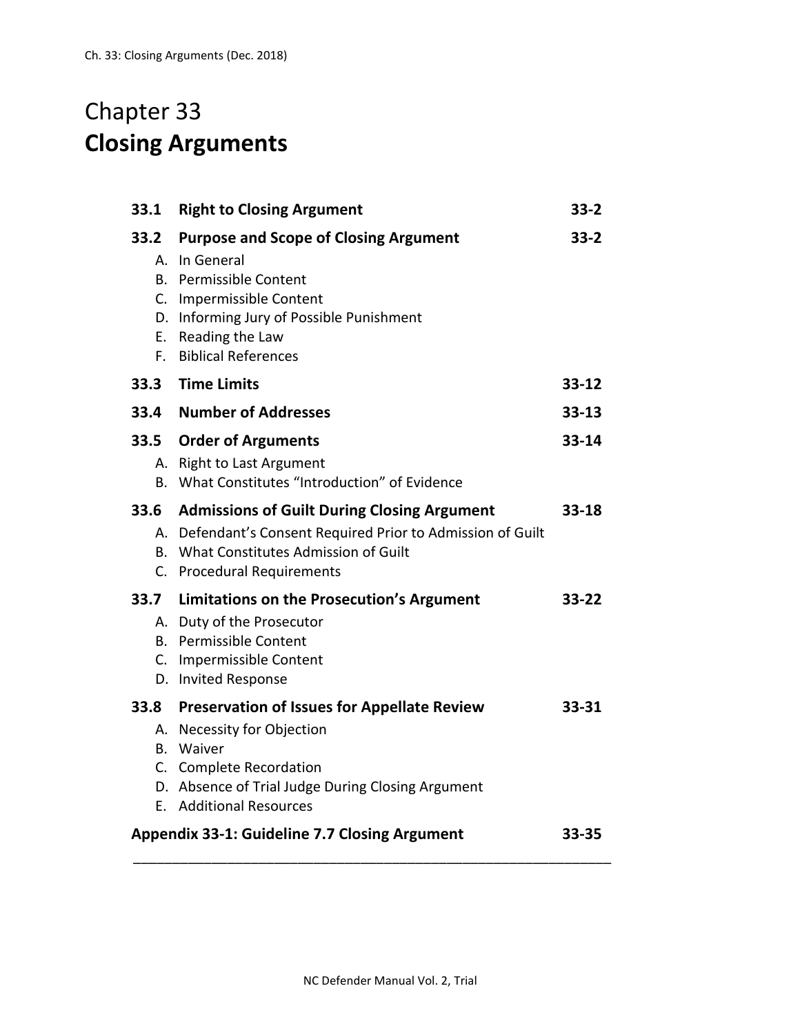# Chapter 33
# **Closing Arguments**

| | | |
|---|---|---|
| **33.1** | **Right to Closing Argument** | **33-2** |
| **33.2** | **Purpose and Scope of Closing Argument** | **33-2** |
| | A. In General | |
| | B. Permissible Content | |
| | C. Impermissible Content | |
| | D. Informing Jury of Possible Punishment | |
| | E. Reading the Law | |
| | F. Biblical References | |
| **33.3** | **Time Limits** | **33-12** |
| **33.4** | **Number of Addresses** | **33-13** |
| **33.5** | **Order of Arguments** | **33-14** |
| | A. Right to Last Argument | |
| | B. What Constitutes "Introduction" of Evidence | |
| **33.6** | **Admissions of Guilt During Closing Argument** | **33-18** |
| | A. Defendant's Consent Required Prior to Admission of Guilt | |
| | B. What Constitutes Admission of Guilt | |
| | C. Procedural Requirements | |
| **33.7** | **Limitations on the Prosecution's Argument** | **33-22** |
| | A. Duty of the Prosecutor | |
| | B. Permissible Content | |
| | C. Impermissible Content | |
| | D. Invited Response | |
| **33.8** | **Preservation of Issues for Appellate Review** | **33-31** |
| | A. Necessity for Objection | |
| | B. Waiver | |
| | C. Complete Recordation | |
| | D. Absence of Trial Judge During Closing Argument | |
| | E. Additional Resources | |
| **Appendix 33-1: Guideline 7.7 Closing Argument** | | **33-35** |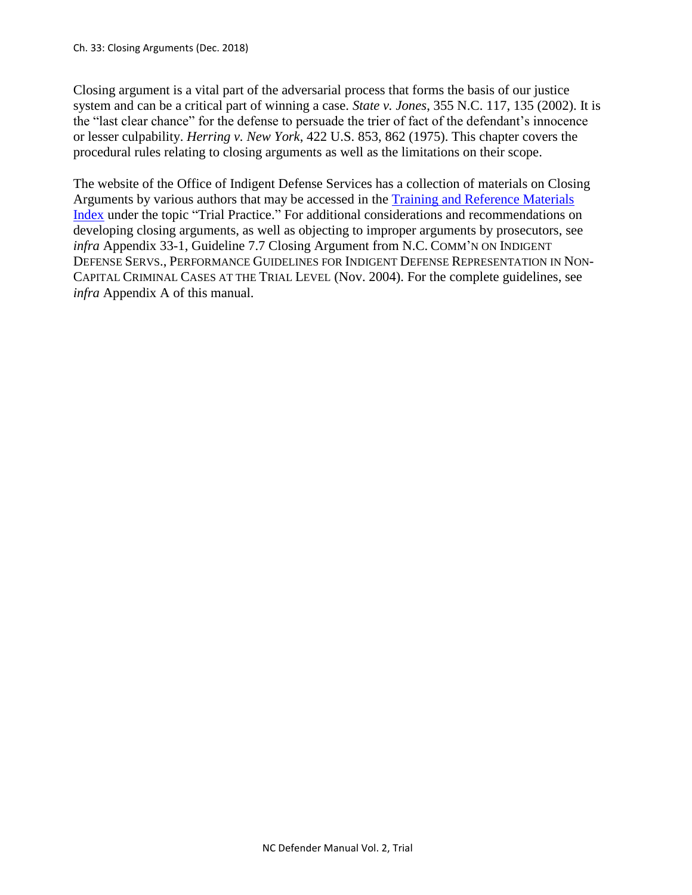Closing argument is a vital part of the adversarial process that forms the basis of our justice system and can be a critical part of winning a case. *State v. Jones*, 355 N.C. 117, 135 (2002). It is the "last clear chance" for the defense to persuade the trier of fact of the defendant's innocence or lesser culpability. *Herring v. New York*, 422 U.S. 853, 862 (1975). This chapter covers the procedural rules relating to closing arguments as well as the limitations on their scope.

The website of the Office of Indigent Defense Services has a collection of materials on Closing Arguments by various authors that may be accessed in the [Training and Reference Materials Index] under the topic "Trial Practice." For additional considerations and recommendations on developing closing arguments, as well as objecting to improper arguments by prosecutors, see *infra* Appendix 33-1, Guideline 7.7 Closing Argument from N.C. COMM'N ON INDIGENT DEFENSE SERVS., PERFORMANCE GUIDELINES FOR INDIGENT DEFENSE REPRESENTATION IN NON-CAPITAL CRIMINAL CASES AT THE TRIAL LEVEL (Nov. 2004). For the complete guidelines, see *infra* Appendix A of this manual.